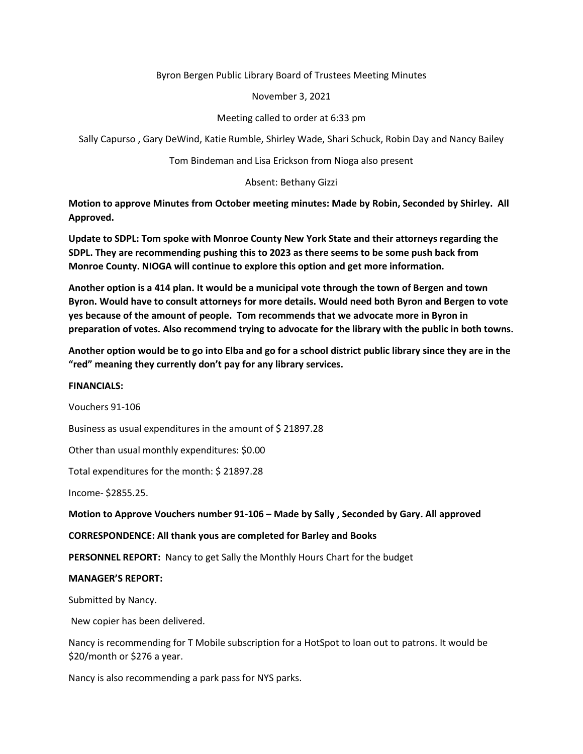Byron Bergen Public Library Board of Trustees Meeting Minutes

November 3, 2021

Meeting called to order at 6:33 pm

Sally Capurso , Gary DeWind, Katie Rumble, Shirley Wade, Shari Schuck, Robin Day and Nancy Bailey

Tom Bindeman and Lisa Erickson from Nioga also present

Absent: Bethany Gizzi

**Motion to approve Minutes from October meeting minutes: Made by Robin, Seconded by Shirley. All Approved.**

**Update to SDPL: Tom spoke with Monroe County New York State and their attorneys regarding the SDPL. They are recommending pushing this to 2023 as there seems to be some push back from Monroe County. NIOGA will continue to explore this option and get more information.**

**Another option is a 414 plan. It would be a municipal vote through the town of Bergen and town Byron. Would have to consult attorneys for more details. Would need both Byron and Bergen to vote yes because of the amount of people. Tom recommends that we advocate more in Byron in preparation of votes. Also recommend trying to advocate for the library with the public in both towns.**

**Another option would be to go into Elba and go for a school district public library since they are in the "red" meaning they currently don't pay for any library services.**

**FINANCIALS:**

Vouchers 91-106

Business as usual expenditures in the amount of $ 21897.28

Other than usual monthly expenditures: $0.00

Total expenditures for the month: $ 21897.28

Income- $2855.25.

**Motion to Approve Vouchers number 91-106 – Made by Sally , Seconded by Gary. All approved**

**CORRESPONDENCE: All thank yous are completed for Barley and Books**

**PERSONNEL REPORT:** Nancy to get Sally the Monthly Hours Chart for the budget

**MANAGER'S REPORT:**

Submitted by Nancy.

New copier has been delivered.

Nancy is recommending for T Mobile subscription for a HotSpot to loan out to patrons. It would be $20/month or $276 a year.

Nancy is also recommending a park pass for NYS parks.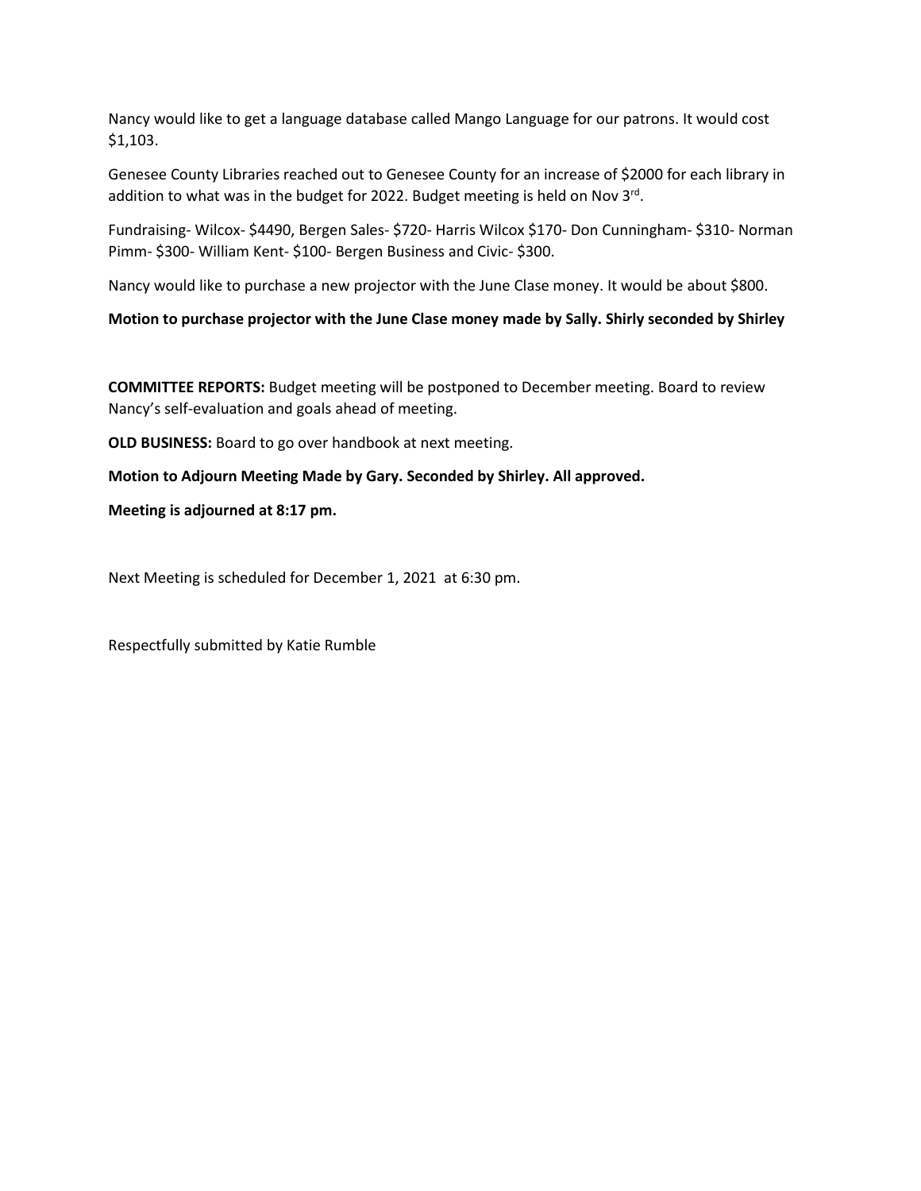Nancy would like to get a language database called Mango Language for our patrons. It would cost $1,103.

Genesee County Libraries reached out to Genesee County for an increase of $2000 for each library in addition to what was in the budget for 2022. Budget meeting is held on Nov 3rd.

Fundraising- Wilcox- $4490, Bergen Sales- $720- Harris Wilcox $170- Don Cunningham- $310- Norman Pimm- $300- William Kent- $100- Bergen Business and Civic- $300.

Nancy would like to purchase a new projector with the June Clase money. It would be about $800.

**Motion to purchase projector with the June Clase money made by Sally. Shirly seconded by Shirley**

**COMMITTEE REPORTS:** Budget meeting will be postponed to December meeting. Board to review Nancy's self-evaluation and goals ahead of meeting.

**OLD BUSINESS:** Board to go over handbook at next meeting.

**Motion to Adjourn Meeting Made by Gary. Seconded by Shirley. All approved.**

**Meeting is adjourned at 8:17 pm.**

Next Meeting is scheduled for December 1, 2021 at 6:30 pm.

Respectfully submitted by Katie Rumble